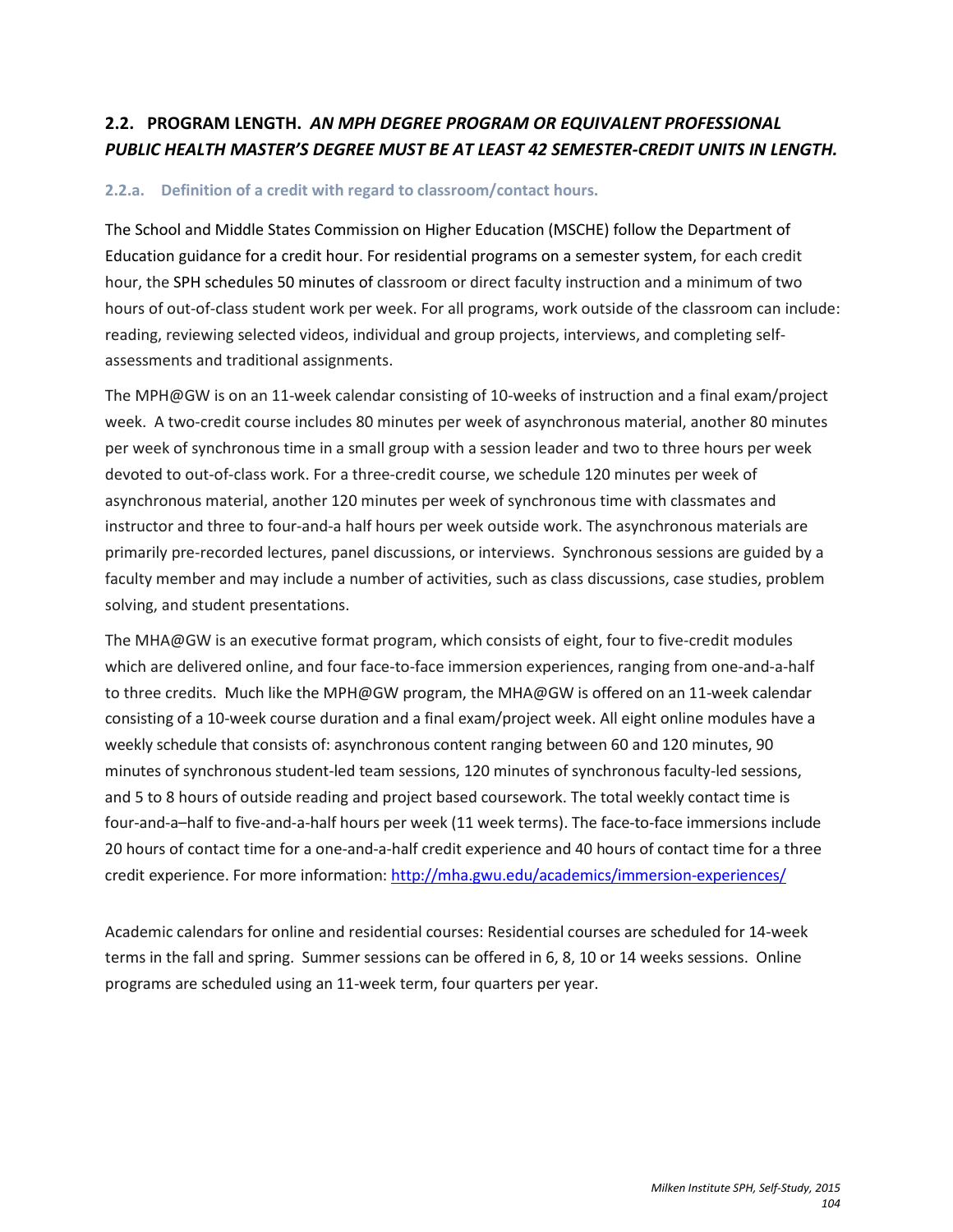## 2.2. PROGRAM LENGTH. *AN MPH DEGREE PROGRAM OR EQUIVALENT PROFESSIONAL PUBLIC HEALTH MASTER'S DEGREE MUST BE AT LEAST 42 SEMESTER-CREDIT UNITS IN LENGTH.*

### 2.2.a. Definition of a credit with regard to classroom/contact hours.

The School and Middle States Commission on Higher Education (MSCHE) follow the Department of Education guidance for a credit hour. For residential programs on a semester system, for each credit hour, the SPH schedules 50 minutes of classroom or direct faculty instruction and a minimum of two hours of out-of-class student work per week. For all programs, work outside of the classroom can include: reading, reviewing selected videos, individual and group projects, interviews, and completing self-assessments and traditional assignments.

The MPH@GW is on an 11-week calendar consisting of 10-weeks of instruction and a final exam/project week. A two-credit course includes 80 minutes per week of asynchronous material, another 80 minutes per week of synchronous time in a small group with a session leader and two to three hours per week devoted to out-of-class work. For a three-credit course, we schedule 120 minutes per week of asynchronous material, another 120 minutes per week of synchronous time with classmates and instructor and three to four-and-a half hours per week outside work. The asynchronous materials are primarily pre-recorded lectures, panel discussions, or interviews. Synchronous sessions are guided by a faculty member and may include a number of activities, such as class discussions, case studies, problem solving, and student presentations.

The MHA@GW is an executive format program, which consists of eight, four to five-credit modules which are delivered online, and four face-to-face immersion experiences, ranging from one-and-a-half to three credits. Much like the MPH@GW program, the MHA@GW is offered on an 11-week calendar consisting of a 10-week course duration and a final exam/project week. All eight online modules have a weekly schedule that consists of: asynchronous content ranging between 60 and 120 minutes, 90 minutes of synchronous student-led team sessions, 120 minutes of synchronous faculty-led sessions, and 5 to 8 hours of outside reading and project based coursework. The total weekly contact time is four-and-a–half to five-and-a-half hours per week (11 week terms). The face-to-face immersions include 20 hours of contact time for a one-and-a-half credit experience and 40 hours of contact time for a three credit experience. For more information: http://mha.gwu.edu/academics/immersion-experiences/

Academic calendars for online and residential courses: Residential courses are scheduled for 14-week terms in the fall and spring. Summer sessions can be offered in 6, 8, 10 or 14 weeks sessions. Online programs are scheduled using an 11-week term, four quarters per year.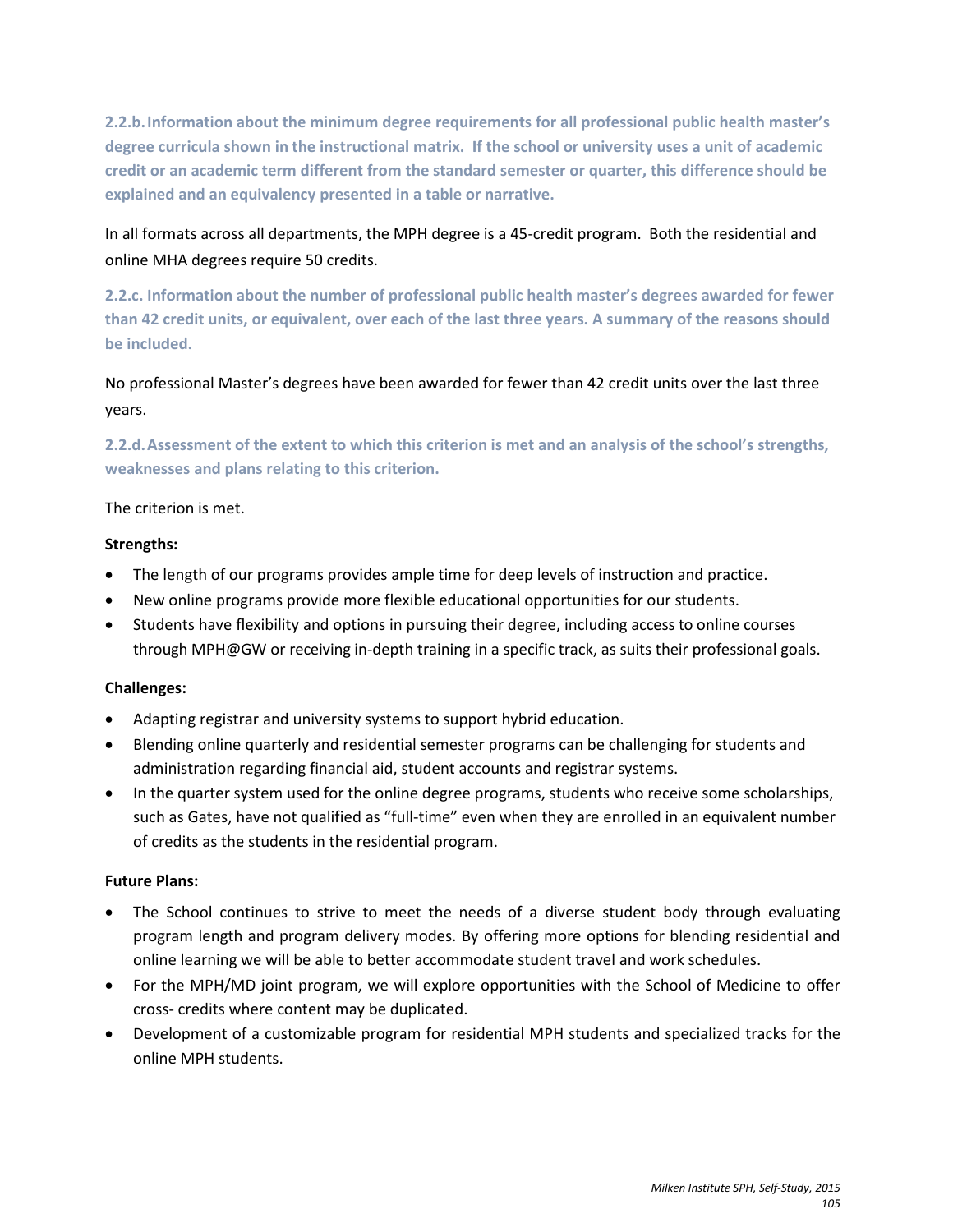**2.2.b. Information about the minimum degree requirements for all professional public health master's degree curricula shown in the instructional matrix. If the school or university uses a unit of academic credit or an academic term different from the standard semester or quarter, this difference should be explained and an equivalency presented in a table or narrative.**

In all formats across all departments, the MPH degree is a 45-credit program. Both the residential and online MHA degrees require 50 credits.

**2.2.c. Information about the number of professional public health master's degrees awarded for fewer than 42 credit units, or equivalent, over each of the last three years. A summary of the reasons should be included.**

No professional Master's degrees have been awarded for fewer than 42 credit units over the last three years.

**2.2.d. Assessment of the extent to which this criterion is met and an analysis of the school's strengths, weaknesses and plans relating to this criterion.**

The criterion is met.

**Strengths:**

- The length of our programs provides ample time for deep levels of instruction and practice.
- New online programs provide more flexible educational opportunities for our students.
- Students have flexibility and options in pursuing their degree, including access to online courses through MPH@GW or receiving in-depth training in a specific track, as suits their professional goals.

**Challenges:**

- Adapting registrar and university systems to support hybrid education.
- Blending online quarterly and residential semester programs can be challenging for students and administration regarding financial aid, student accounts and registrar systems.
- In the quarter system used for the online degree programs, students who receive some scholarships, such as Gates, have not qualified as "full-time" even when they are enrolled in an equivalent number of credits as the students in the residential program.

**Future Plans:**

- The School continues to strive to meet the needs of a diverse student body through evaluating program length and program delivery modes. By offering more options for blending residential and online learning we will be able to better accommodate student travel and work schedules.
- For the MPH/MD joint program, we will explore opportunities with the School of Medicine to offer cross- credits where content may be duplicated.
- Development of a customizable program for residential MPH students and specialized tracks for the online MPH students.